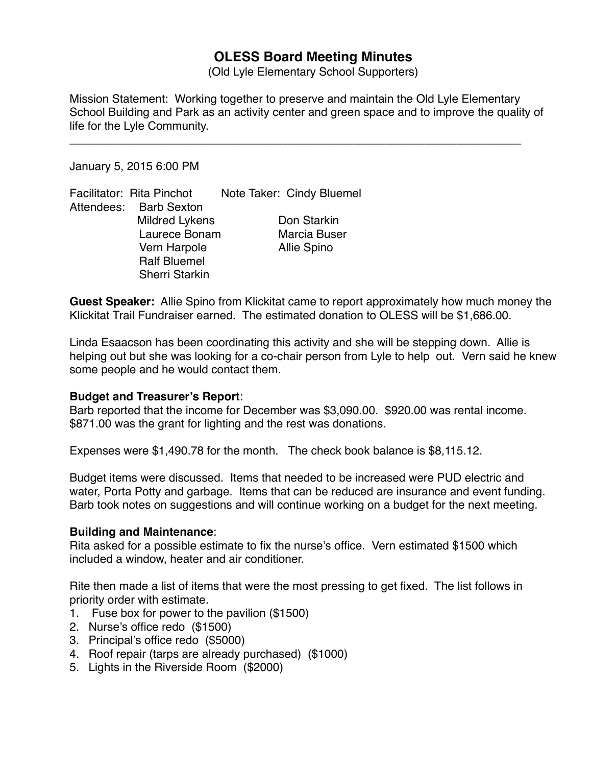# OLESS Board Meeting Minutes

(Old Lyle Elementary School Supporters)

Mission Statement: Working together to preserve and maintain the Old Lyle Elementary School Building and Park as an activity center and green space and to improve the quality of life for the Lyle Community.

---

January 5, 2015 6:00 PM

Facilitator: Rita Pinchot  Note Taker: Cindy Bluemel

Attendees:
- Barb Sexton
- Mildred Lykens
- Laurece Bonam
- Vern Harpole
- Ralf Bluemel
- Sherri Starkin
- Don Starkin
- Marcia Buser
- Allie Spino

**Guest Speaker:** Allie Spino from Klickitat came to report approximately how much money the Klickitat Trail Fundraiser earned. The estimated donation to OLESS will be $1,686.00.

Linda Esaacson has been coordinating this activity and she will be stepping down. Allie is helping out but she was looking for a co-chair person from Lyle to help out. Vern said he knew some people and he would contact them.

**Budget and Treasurer's Report**:

Barb reported that the income for December was $3,090.00. $920.00 was rental income. $871.00 was the grant for lighting and the rest was donations.

Expenses were $1,490.78 for the month. The check book balance is $8,115.12.

Budget items were discussed. Items that needed to be increased were PUD electric and water, Porta Potty and garbage. Items that can be reduced are insurance and event funding. Barb took notes on suggestions and will continue working on a budget for the next meeting.

**Building and Maintenance**:

Rita asked for a possible estimate to fix the nurse's office. Vern estimated $1500 which included a window, heater and air conditioner.

Rite then made a list of items that were the most pressing to get fixed. The list follows in priority order with estimate.

1. Fuse box for power to the pavilion ($1500)
2. Nurse's office redo ($1500)
3. Principal's office redo ($5000)
4. Roof repair (tarps are already purchased) ($1000)
5. Lights in the Riverside Room ($2000)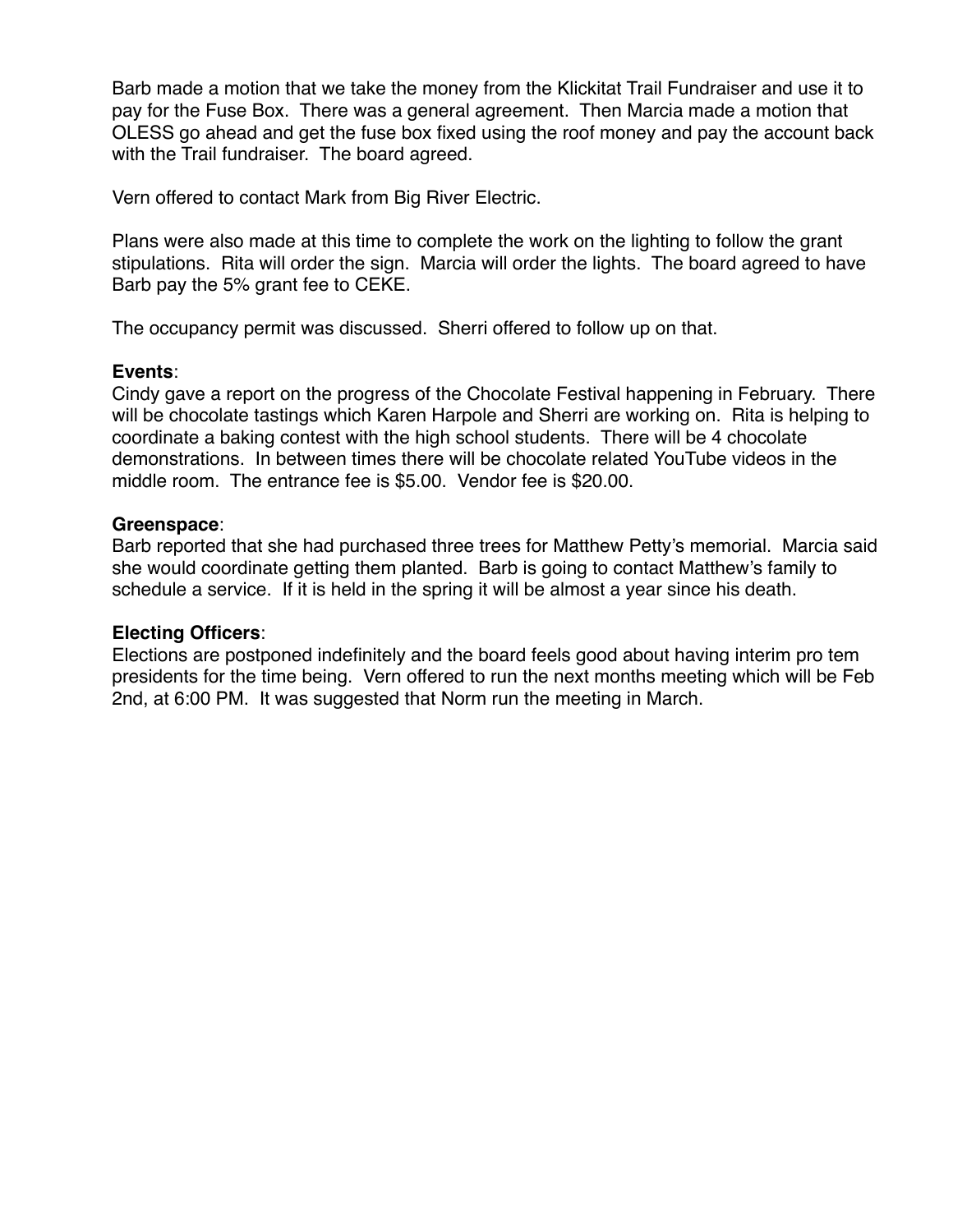Barb made a motion that we take the money from the Klickitat Trail Fundraiser and use it to pay for the Fuse Box. There was a general agreement. Then Marcia made a motion that OLESS go ahead and get the fuse box fixed using the roof money and pay the account back with the Trail fundraiser. The board agreed.

Vern offered to contact Mark from Big River Electric.

Plans were also made at this time to complete the work on the lighting to follow the grant stipulations. Rita will order the sign. Marcia will order the lights. The board agreed to have Barb pay the 5% grant fee to CEKE.

The occupancy permit was discussed. Sherri offered to follow up on that.

**Events**:
Cindy gave a report on the progress of the Chocolate Festival happening in February. There will be chocolate tastings which Karen Harpole and Sherri are working on. Rita is helping to coordinate a baking contest with the high school students. There will be 4 chocolate demonstrations. In between times there will be chocolate related YouTube videos in the middle room. The entrance fee is $5.00. Vendor fee is $20.00.

**Greenspace**:
Barb reported that she had purchased three trees for Matthew Petty's memorial. Marcia said she would coordinate getting them planted. Barb is going to contact Matthew's family to schedule a service. If it is held in the spring it will be almost a year since his death.

**Electing Officers**:
Elections are postponed indefinitely and the board feels good about having interim pro tem presidents for the time being. Vern offered to run the next months meeting which will be Feb 2nd, at 6:00 PM. It was suggested that Norm run the meeting in March.